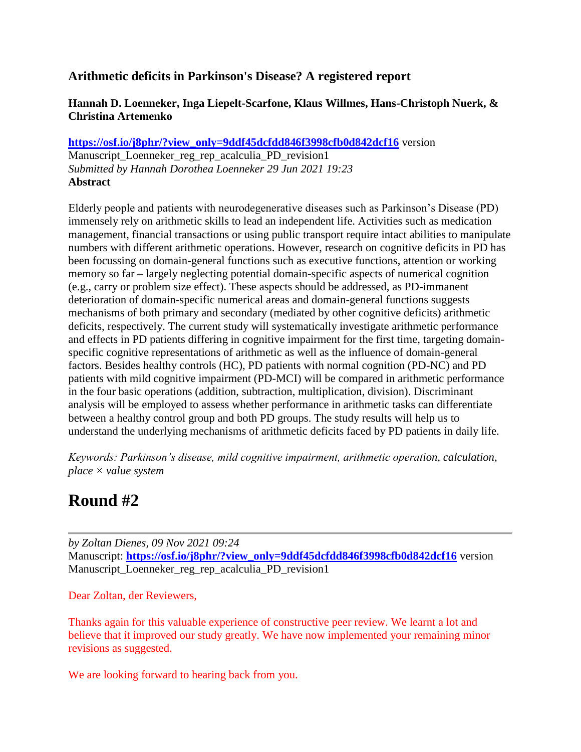### Arithmetic deficits in Parkinson's Disease? A registered report

**Hannah D. Loenneker, Inga Liepelt-Scarfone, Klaus Willmes, Hans-Christoph Nuerk, & Christina Artemenko**

**https://osf.io/j8phr/?view_only=9ddf45dcfdd846f3998cfb0d842dcf16** version Manuscript_Loenneker_reg_rep_acalculia_PD_revision1
*Submitted by Hannah Dorothea Loenneker 29 Jun 2021 19:23*
**Abstract**

Elderly people and patients with neurodegenerative diseases such as Parkinson's Disease (PD) immensely rely on arithmetic skills to lead an independent life. Activities such as medication management, financial transactions or using public transport require intact abilities to manipulate numbers with different arithmetic operations. However, research on cognitive deficits in PD has been focussing on domain-general functions such as executive functions, attention or working memory so far – largely neglecting potential domain-specific aspects of numerical cognition (e.g., carry or problem size effect). These aspects should be addressed, as PD-immanent deterioration of domain-specific numerical areas and domain-general functions suggests mechanisms of both primary and secondary (mediated by other cognitive deficits) arithmetic deficits, respectively. The current study will systematically investigate arithmetic performance and effects in PD patients differing in cognitive impairment for the first time, targeting domain-specific cognitive representations of arithmetic as well as the influence of domain-general factors. Besides healthy controls (HC), PD patients with normal cognition (PD-NC) and PD patients with mild cognitive impairment (PD-MCI) will be compared in arithmetic performance in the four basic operations (addition, subtraction, multiplication, division). Discriminant analysis will be employed to assess whether performance in arithmetic tasks can differentiate between a healthy control group and both PD groups. The study results will help us to understand the underlying mechanisms of arithmetic deficits faced by PD patients in daily life.

*Keywords: Parkinson's disease, mild cognitive impairment, arithmetic operation, calculation, place × value system*

# Round #2

---

*by Zoltan Dienes, 09 Nov 2021 09:24*
Manuscript: **https://osf.io/j8phr/?view_only=9ddf45dcfdd846f3998cfb0d842dcf16** version Manuscript_Loenneker_reg_rep_acalculia_PD_revision1

Dear Zoltan, der Reviewers,

Thanks again for this valuable experience of constructive peer review. We learnt a lot and believe that it improved our study greatly. We have now implemented your remaining minor revisions as suggested.

We are looking forward to hearing back from you.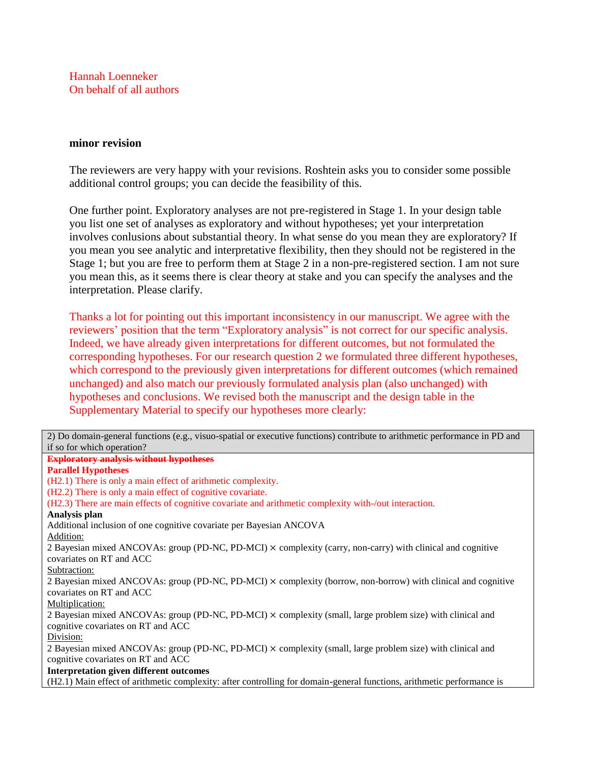Hannah Loenneker
On behalf of all authors

**minor revision**

The reviewers are very happy with your revisions. Roshtein asks you to consider some possible additional control groups; you can decide the feasibility of this.

One further point. Exploratory analyses are not pre-registered in Stage 1. In your design table you list one set of analyses as exploratory and without hypotheses; yet your interpretation involves conlusions about substantial theory. In what sense do you mean they are exploratory? If you mean you see analytic and interpretative flexibility, then they should not be registered in the Stage 1; but you are free to perform them at Stage 2 in a non-pre-registered section. I am not sure you mean this, as it seems there is clear theory at stake and you can specify the analyses and the interpretation. Please clarify.

Thanks a lot for pointing out this important inconsistency in our manuscript. We agree with the reviewers' position that the term "Exploratory analysis" is not correct for our specific analysis. Indeed, we have already given interpretations for different outcomes, but not formulated the corresponding hypotheses. For our research question 2 we formulated three different hypotheses, which correspond to the previously given interpretations for different outcomes (which remained unchanged) and also match our previously formulated analysis plan (also unchanged) with hypotheses and conclusions. We revised both the manuscript and the design table in the Supplementary Material to specify our hypotheses more clearly:

| 2) Do domain-general functions (e.g., visuo-spatial or executive functions) contribute to arithmetic performance in PD and if so for which operation? |
|---|
| ~~**Exploratory analysis without hypotheses**~~<br>**Parallel Hypotheses**<br>(H2.1) There is only a main effect of arithmetic complexity.<br>(H2.2) There is only a main effect of cognitive covariate.<br>(H2.3) There are main effects of cognitive covariate and arithmetic complexity with-/out interaction.<br>**Analysis plan**<br>Additional inclusion of one cognitive covariate per Bayesian ANCOVA<br>Addition:<br>2 Bayesian mixed ANCOVAs: group (PD-NC, PD-MCI) × complexity (carry, non-carry) with clinical and cognitive covariates on RT and ACC<br>Subtraction:<br>2 Bayesian mixed ANCOVAs: group (PD-NC, PD-MCI) × complexity (borrow, non-borrow) with clinical and cognitive covariates on RT and ACC<br>Multiplication:<br>2 Bayesian mixed ANCOVAs: group (PD-NC, PD-MCI) × complexity (small, large problem size) with clinical and cognitive covariates on RT and ACC<br>Division:<br>2 Bayesian mixed ANCOVAs: group (PD-NC, PD-MCI) × complexity (small, large problem size) with clinical and cognitive covariates on RT and ACC<br>**Interpretation given different outcomes**<br>(H2.1) Main effect of arithmetic complexity: after controlling for domain-general functions, arithmetic performance is |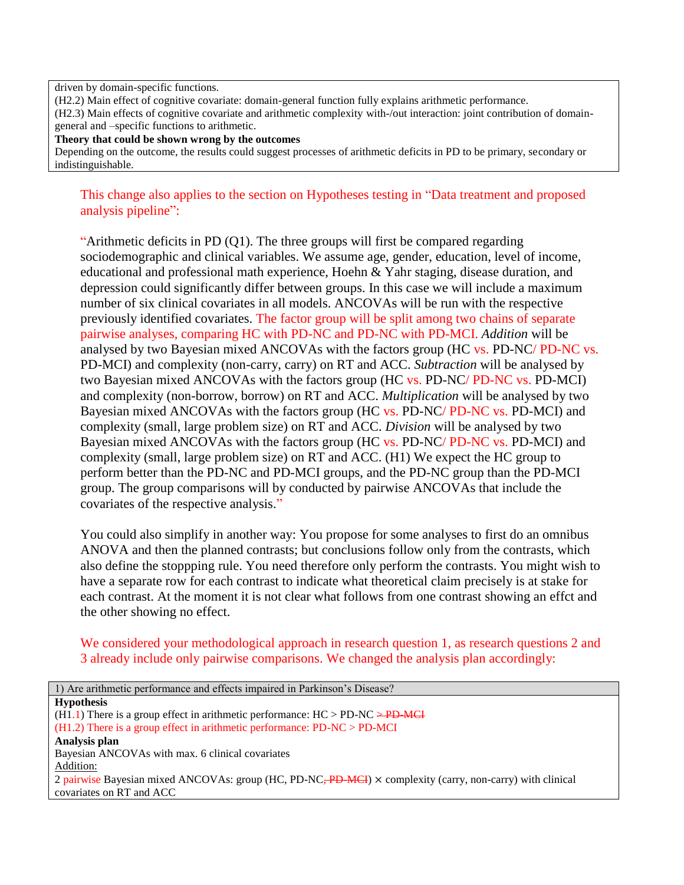driven by domain-specific functions.
(H2.2) Main effect of cognitive covariate: domain-general function fully explains arithmetic performance.
(H2.3) Main effects of cognitive covariate and arithmetic complexity with-/out interaction: joint contribution of domain-general and –specific functions to arithmetic.
**Theory that could be shown wrong by the outcomes**
Depending on the outcome, the results could suggest processes of arithmetic deficits in PD to be primary, secondary or indistinguishable.

This change also applies to the section on Hypotheses testing in "Data treatment and proposed analysis pipeline":

"Arithmetic deficits in PD (Q1). The three groups will first be compared regarding sociodemographic and clinical variables. We assume age, gender, education, level of income, educational and professional math experience, Hoehn & Yahr staging, disease duration, and depression could significantly differ between groups. In this case we will include a maximum number of six clinical covariates in all models. ANCOVAs will be run with the respective previously identified covariates. The factor group will be split among two chains of separate pairwise analyses, comparing HC with PD-NC and PD-NC with PD-MCI. *Addition* will be analysed by two Bayesian mixed ANCOVAs with the factors group (HC vs. PD-NC/ PD-NC vs. PD-MCI) and complexity (non-carry, carry) on RT and ACC. *Subtraction* will be analysed by two Bayesian mixed ANCOVAs with the factors group (HC vs. PD-NC/ PD-NC vs. PD-MCI) and complexity (non-borrow, borrow) on RT and ACC. *Multiplication* will be analysed by two Bayesian mixed ANCOVAs with the factors group (HC vs. PD-NC/ PD-NC vs. PD-MCI) and complexity (small, large problem size) on RT and ACC. *Division* will be analysed by two Bayesian mixed ANCOVAs with the factors group (HC vs. PD-NC/ PD-NC vs. PD-MCI) and complexity (small, large problem size) on RT and ACC. (H1) We expect the HC group to perform better than the PD-NC and PD-MCI groups, and the PD-NC group than the PD-MCI group. The group comparisons will by conducted by pairwise ANCOVAs that include the covariates of the respective analysis."

You could also simplify in another way: You propose for some analyses to first do an omnibus ANOVA and then the planned contrasts; but conclusions follow only from the contrasts, which also define the stoppping rule. You need therefore only perform the contrasts. You might wish to have a separate row for each contrast to indicate what theoretical claim precisely is at stake for each contrast. At the moment it is not clear what follows from one contrast showing an effct and the other showing no effect.

We considered your methodological approach in research question 1, as research questions 2 and 3 already include only pairwise comparisons. We changed the analysis plan accordingly:

| 1) Are arithmetic performance and effects impaired in Parkinson's Disease? |
| --- |
| **Hypothesis**<br>(H1.1) There is a group effect in arithmetic performance: HC > PD-NC ~~> PD-MCI~~<br>(H1.2) There is a group effect in arithmetic performance: PD-NC > PD-MCI<br>**Analysis plan**<br>Bayesian ANCOVAs with max. 6 clinical covariates<br>Addition:<br>2 pairwise Bayesian mixed ANCOVAs: group (HC, PD-NC~~, PD-MCI~~) × complexity (carry, non-carry) with clinical covariates on RT and ACC |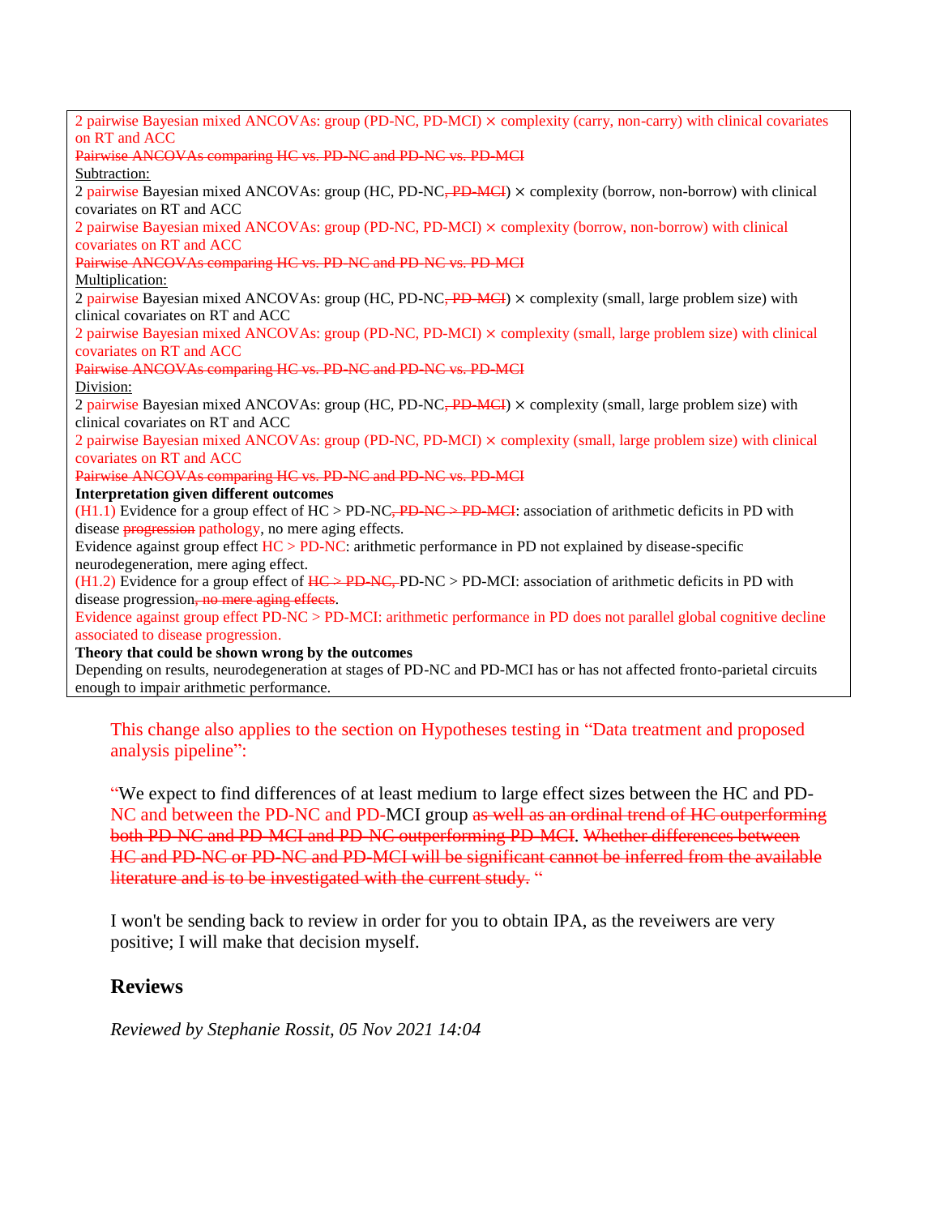2 pairwise Bayesian mixed ANCOVAs: group (PD-NC, PD-MCI) × complexity (carry, non-carry) with clinical covariates on RT and ACC

~~Pairwise ANCOVAs comparing HC vs. PD-NC and PD-NC vs. PD-MCI~~

Subtraction:

2 pairwise Bayesian mixed ANCOVAs: group (HC, PD-NC~~, PD-MCI~~) × complexity (borrow, non-borrow) with clinical covariates on RT and ACC

2 pairwise Bayesian mixed ANCOVAs: group (PD-NC, PD-MCI) × complexity (borrow, non-borrow) with clinical covariates on RT and ACC

~~Pairwise ANCOVAs comparing HC vs. PD-NC and PD-NC vs. PD-MCI~~

Multiplication:

2 pairwise Bayesian mixed ANCOVAs: group (HC, PD-NC~~, PD-MCI~~) × complexity (small, large problem size) with clinical covariates on RT and ACC

2 pairwise Bayesian mixed ANCOVAs: group (PD-NC, PD-MCI) × complexity (small, large problem size) with clinical covariates on RT and ACC

~~Pairwise ANCOVAs comparing HC vs. PD-NC and PD-NC vs. PD-MCI~~

Division:

2 pairwise Bayesian mixed ANCOVAs: group (HC, PD-NC~~, PD-MCI~~) × complexity (small, large problem size) with clinical covariates on RT and ACC

2 pairwise Bayesian mixed ANCOVAs: group (PD-NC, PD-MCI) × complexity (small, large problem size) with clinical covariates on RT and ACC

~~Pairwise ANCOVAs comparing HC vs. PD-NC and PD-NC vs. PD-MCI~~

**Interpretation given different outcomes**

(H1.1) Evidence for a group effect of HC > PD-NC~~, PD-NC > PD-MCI~~: association of arithmetic deficits in PD with disease ~~progression~~ pathology, no mere aging effects.

Evidence against group effect HC > PD-NC: arithmetic performance in PD not explained by disease-specific neurodegeneration, mere aging effect.

(H1.2) Evidence for a group effect of ~~HC > PD-NC,~~ PD-NC > PD-MCI: association of arithmetic deficits in PD with disease progression~~, no mere aging effects~~.

Evidence against group effect PD-NC > PD-MCI: arithmetic performance in PD does not parallel global cognitive decline associated to disease progression.

**Theory that could be shown wrong by the outcomes**

Depending on results, neurodegeneration at stages of PD-NC and PD-MCI has or has not affected fronto-parietal circuits enough to impair arithmetic performance.

This change also applies to the section on Hypotheses testing in "Data treatment and proposed analysis pipeline":

"We expect to find differences of at least medium to large effect sizes between the HC and PD-NC and between the PD-NC and PD-MCI group ~~as well as an ordinal trend of HC outperforming both PD-NC and PD-MCI and PD-NC outperforming PD-MCI~~. ~~Whether differences between HC and PD-NC or PD-NC and PD-MCI will be significant cannot be inferred from the available literature and is to be investigated with the current study.~~ "

I won't be sending back to review in order for you to obtain IPA, as the reveiwers are very positive; I will make that decision myself.

## Reviews

*Reviewed by Stephanie Rossit, 05 Nov 2021 14:04*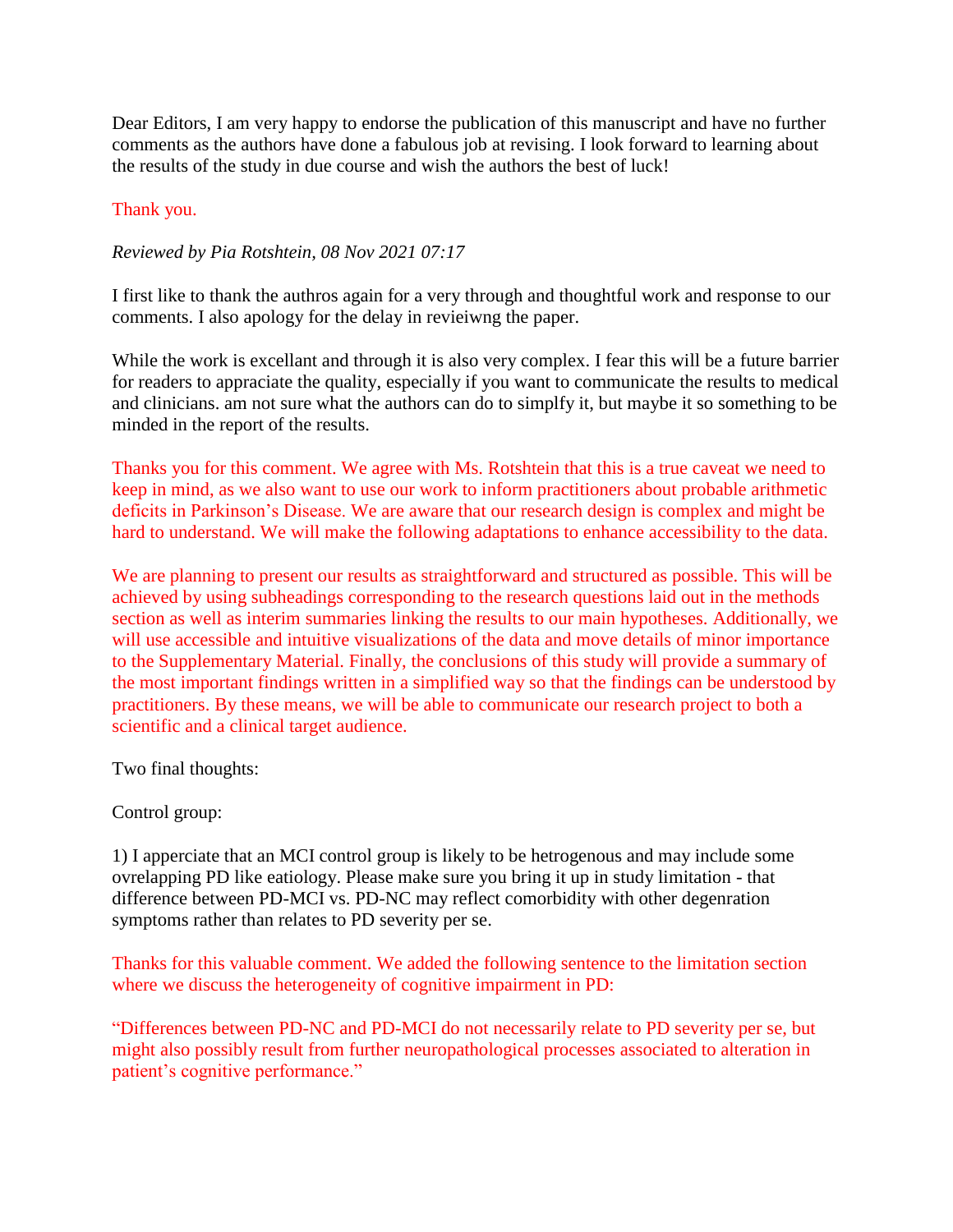Dear Editors, I am very happy to endorse the publication of this manuscript and have no further comments as the authors have done a fabulous job at revising. I look forward to learning about the results of the study in due course and wish the authors the best of luck!

Thank you.

*Reviewed by Pia Rotshtein, 08 Nov 2021 07:17*

I first like to thank the authros again for a very through and thoughtful work and response to our comments. I also apology for the delay in revieiwng the paper.

While the work is excellant and through it is also very complex. I fear this will be a future barrier for readers to appraciate the quality, especially if you want to communicate the results to medical and clinicians. am not sure what the authors can do to simplfy it, but maybe it so something to be minded in the report of the results.

Thanks you for this comment. We agree with Ms. Rotshtein that this is a true caveat we need to keep in mind, as we also want to use our work to inform practitioners about probable arithmetic deficits in Parkinson's Disease. We are aware that our research design is complex and might be hard to understand. We will make the following adaptations to enhance accessibility to the data.

We are planning to present our results as straightforward and structured as possible. This will be achieved by using subheadings corresponding to the research questions laid out in the methods section as well as interim summaries linking the results to our main hypotheses. Additionally, we will use accessible and intuitive visualizations of the data and move details of minor importance to the Supplementary Material. Finally, the conclusions of this study will provide a summary of the most important findings written in a simplified way so that the findings can be understood by practitioners. By these means, we will be able to communicate our research project to both a scientific and a clinical target audience.

Two final thoughts:

Control group:

1) I apperciate that an MCI control group is likely to be hetrogenous and may include some ovrelapping PD like eatiology. Please make sure you bring it up in study limitation - that difference between PD-MCI vs. PD-NC may reflect comorbidity with other degenration symptoms rather than relates to PD severity per se.

Thanks for this valuable comment. We added the following sentence to the limitation section where we discuss the heterogeneity of cognitive impairment in PD:

"Differences between PD-NC and PD-MCI do not necessarily relate to PD severity per se, but might also possibly result from further neuropathological processes associated to alteration in patient's cognitive performance."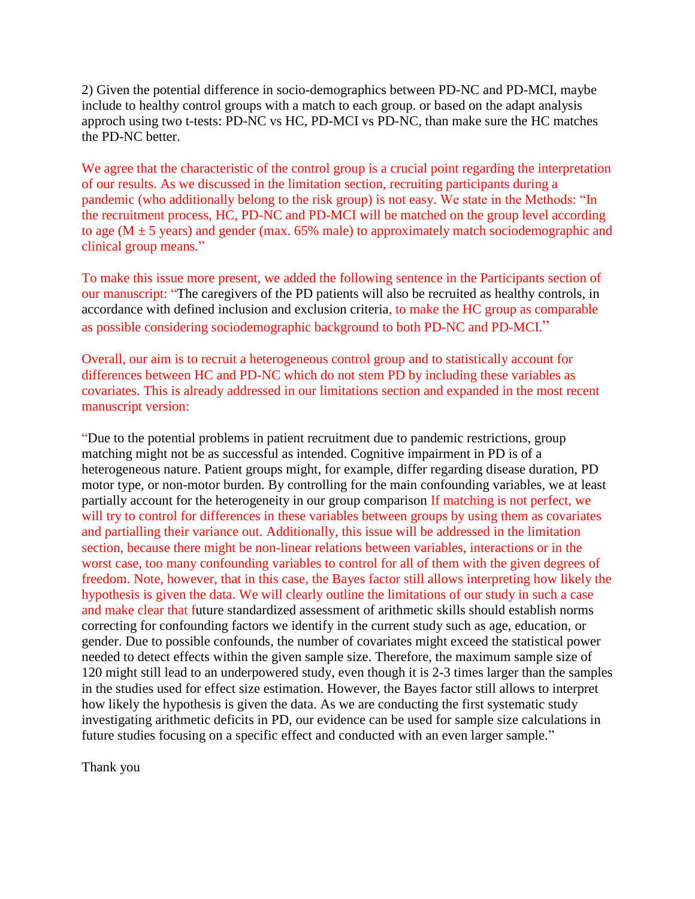2) Given the potential difference in socio-demographics between PD-NC and PD-MCI, maybe include to healthy control groups with a match to each group. or based on the adapt analysis approch using two t-tests: PD-NC vs HC, PD-MCI vs PD-NC, than make sure the HC matches the PD-NC better.

We agree that the characteristic of the control group is a crucial point regarding the interpretation of our results. As we discussed in the limitation section, recruiting participants during a pandemic (who additionally belong to the risk group) is not easy. We state in the Methods: "In the recruitment process, HC, PD-NC and PD-MCI will be matched on the group level according to age (M ± 5 years) and gender (max. 65% male) to approximately match sociodemographic and clinical group means."

To make this issue more present, we added the following sentence in the Participants section of our manuscript: "The caregivers of the PD patients will also be recruited as healthy controls, in accordance with defined inclusion and exclusion criteria, to make the HC group as comparable as possible considering sociodemographic background to both PD-NC and PD-MCI."

Overall, our aim is to recruit a heterogeneous control group and to statistically account for differences between HC and PD-NC which do not stem PD by including these variables as covariates. This is already addressed in our limitations section and expanded in the most recent manuscript version:

"Due to the potential problems in patient recruitment due to pandemic restrictions, group matching might not be as successful as intended. Cognitive impairment in PD is of a heterogeneous nature. Patient groups might, for example, differ regarding disease duration, PD motor type, or non-motor burden. By controlling for the main confounding variables, we at least partially account for the heterogeneity in our group comparison If matching is not perfect, we will try to control for differences in these variables between groups by using them as covariates and partialling their variance out. Additionally, this issue will be addressed in the limitation section, because there might be non-linear relations between variables, interactions or in the worst case, too many confounding variables to control for all of them with the given degrees of freedom. Note, however, that in this case, the Bayes factor still allows interpreting how likely the hypothesis is given the data. We will clearly outline the limitations of our study in such a case and make clear that future standardized assessment of arithmetic skills should establish norms correcting for confounding factors we identify in the current study such as age, education, or gender. Due to possible confounds, the number of covariates might exceed the statistical power needed to detect effects within the given sample size. Therefore, the maximum sample size of 120 might still lead to an underpowered study, even though it is 2-3 times larger than the samples in the studies used for effect size estimation. However, the Bayes factor still allows to interpret how likely the hypothesis is given the data. As we are conducting the first systematic study investigating arithmetic deficits in PD, our evidence can be used for sample size calculations in future studies focusing on a specific effect and conducted with an even larger sample."

Thank you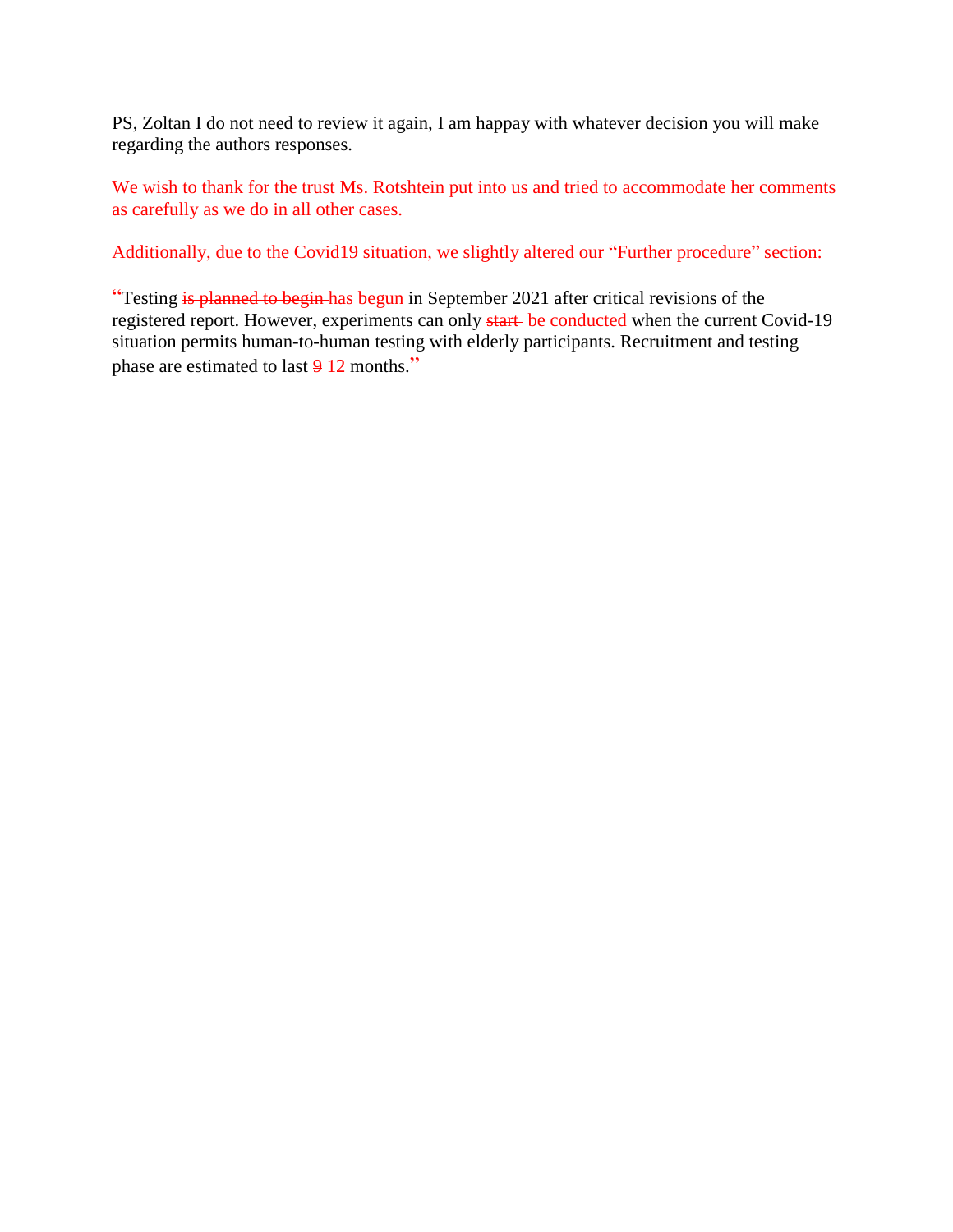PS, Zoltan I do not need to review it again, I am happay with whatever decision you will make regarding the authors responses.

We wish to thank for the trust Ms. Rotshtein put into us and tried to accommodate her comments as carefully as we do in all other cases.

Additionally, due to the Covid19 situation, we slightly altered our "Further procedure" section:

"Testing ~~is planned to begin~~ has begun in September 2021 after critical revisions of the registered report. However, experiments can only ~~start~~ be conducted when the current Covid-19 situation permits human-to-human testing with elderly participants. Recruitment and testing phase are estimated to last ~~9~~ 12 months."